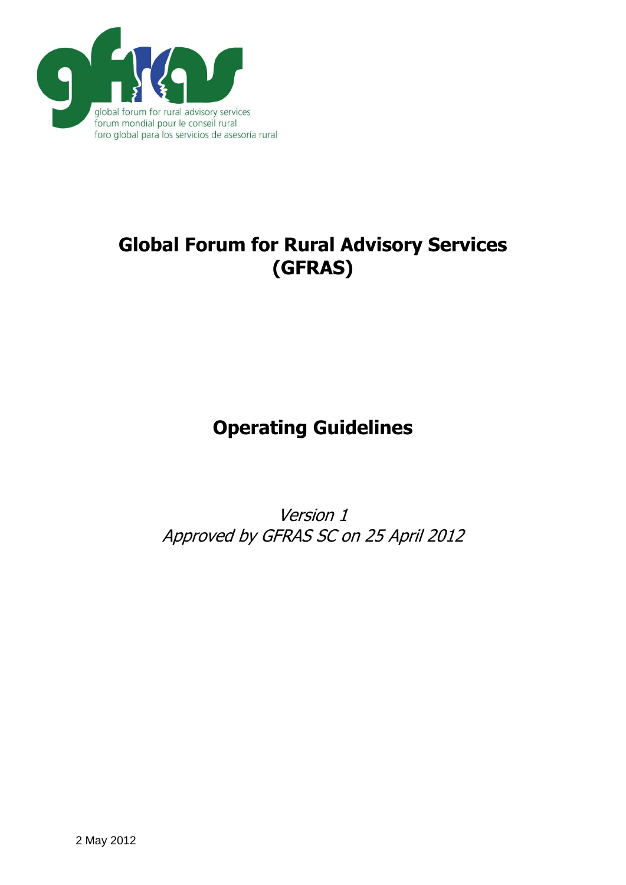global forum for rural advisory services
forum mondial pour le conseil rural
foro global para los servicios de asesoría rural

# Global Forum for Rural Advisory Services (GFRAS)

# Operating Guidelines

*Version 1*
*Approved by GFRAS SC on 25 April 2012*

2 May 2012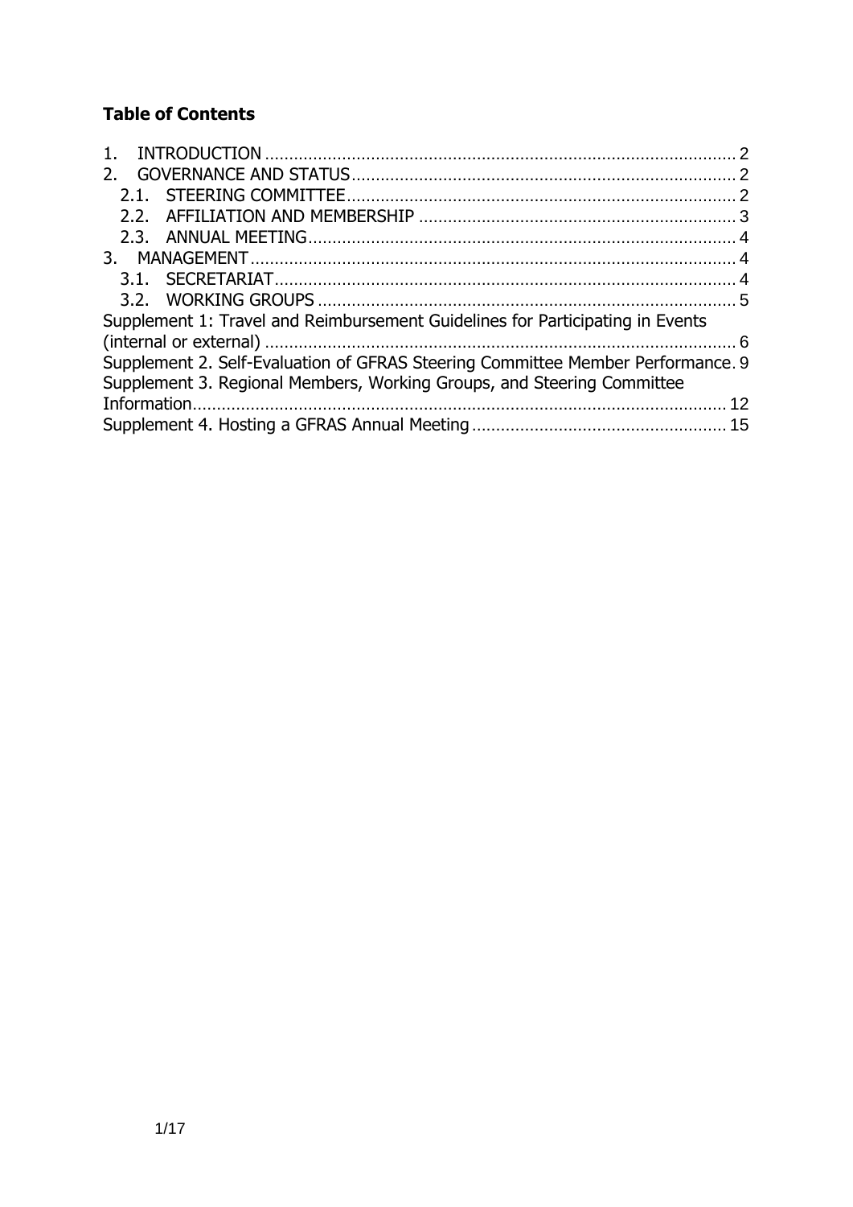**Table of Contents**

1. INTRODUCTION .......... 2
2. GOVERNANCE AND STATUS .......... 2
   - 2.1. STEERING COMMITTEE .......... 2
   - 2.2. AFFILIATION AND MEMBERSHIP .......... 3
   - 2.3. ANNUAL MEETING .......... 4
3. MANAGEMENT .......... 4
   - 3.1. SECRETARIAT .......... 4
   - 3.2. WORKING GROUPS .......... 5

Supplement 1: Travel and Reimbursement Guidelines for Participating in Events (internal or external) .......... 6

Supplement 2. Self-Evaluation of GFRAS Steering Committee Member Performance. 9

Supplement 3. Regional Members, Working Groups, and Steering Committee Information .......... 12

Supplement 4. Hosting a GFRAS Annual Meeting .......... 15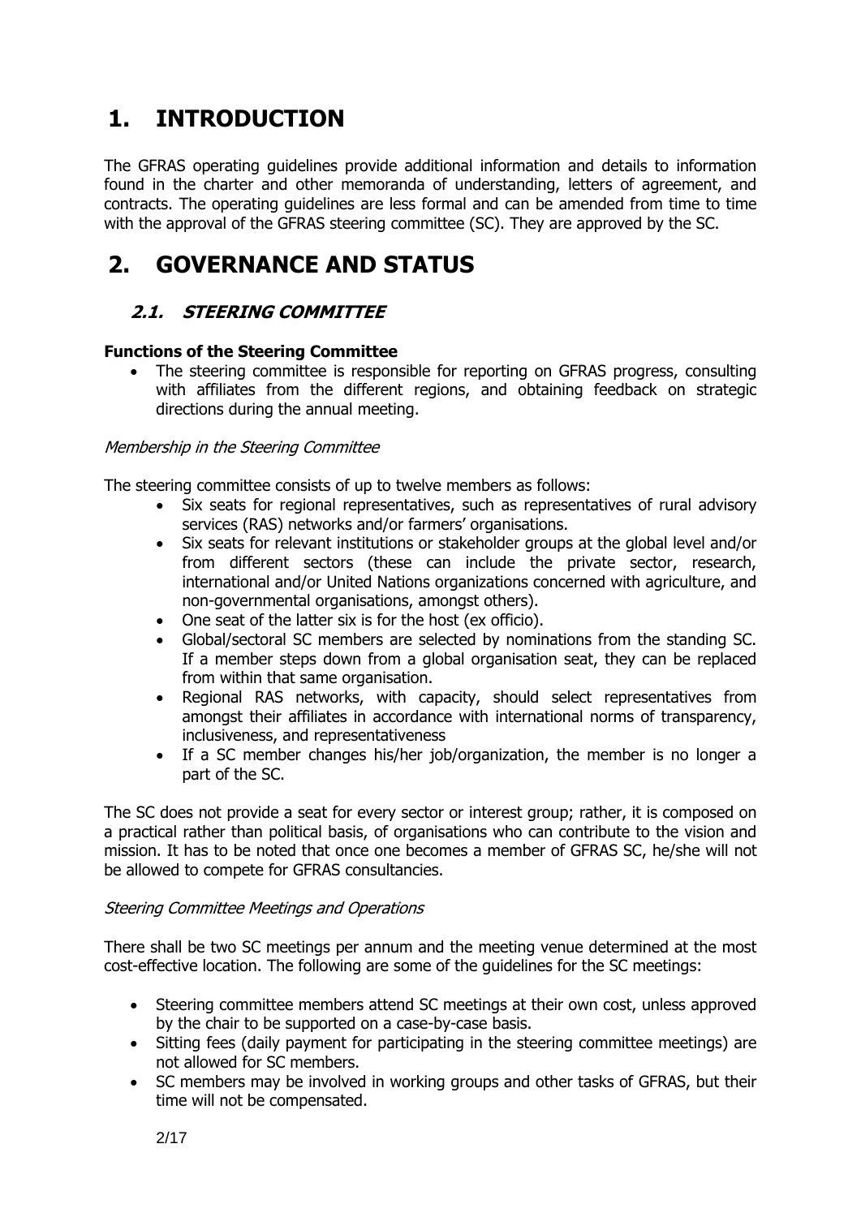# 1. INTRODUCTION

The GFRAS operating guidelines provide additional information and details to information found in the charter and other memoranda of understanding, letters of agreement, and contracts. The operating guidelines are less formal and can be amended from time to time with the approval of the GFRAS steering committee (SC). They are approved by the SC.

# 2. GOVERNANCE AND STATUS

## 2.1. STEERING COMMITTEE

**Functions of the Steering Committee**

- The steering committee is responsible for reporting on GFRAS progress, consulting with affiliates from the different regions, and obtaining feedback on strategic directions during the annual meeting.

*Membership in the Steering Committee*

The steering committee consists of up to twelve members as follows:

- Six seats for regional representatives, such as representatives of rural advisory services (RAS) networks and/or farmers' organisations.
- Six seats for relevant institutions or stakeholder groups at the global level and/or from different sectors (these can include the private sector, research, international and/or United Nations organizations concerned with agriculture, and non-governmental organisations, amongst others).
- One seat of the latter six is for the host (ex officio).
- Global/sectoral SC members are selected by nominations from the standing SC. If a member steps down from a global organisation seat, they can be replaced from within that same organisation.
- Regional RAS networks, with capacity, should select representatives from amongst their affiliates in accordance with international norms of transparency, inclusiveness, and representativeness
- If a SC member changes his/her job/organization, the member is no longer a part of the SC.

The SC does not provide a seat for every sector or interest group; rather, it is composed on a practical rather than political basis, of organisations who can contribute to the vision and mission. It has to be noted that once one becomes a member of GFRAS SC, he/she will not be allowed to compete for GFRAS consultancies.

*Steering Committee Meetings and Operations*

There shall be two SC meetings per annum and the meeting venue determined at the most cost-effective location. The following are some of the guidelines for the SC meetings:

- Steering committee members attend SC meetings at their own cost, unless approved by the chair to be supported on a case-by-case basis.
- Sitting fees (daily payment for participating in the steering committee meetings) are not allowed for SC members.
- SC members may be involved in working groups and other tasks of GFRAS, but their time will not be compensated.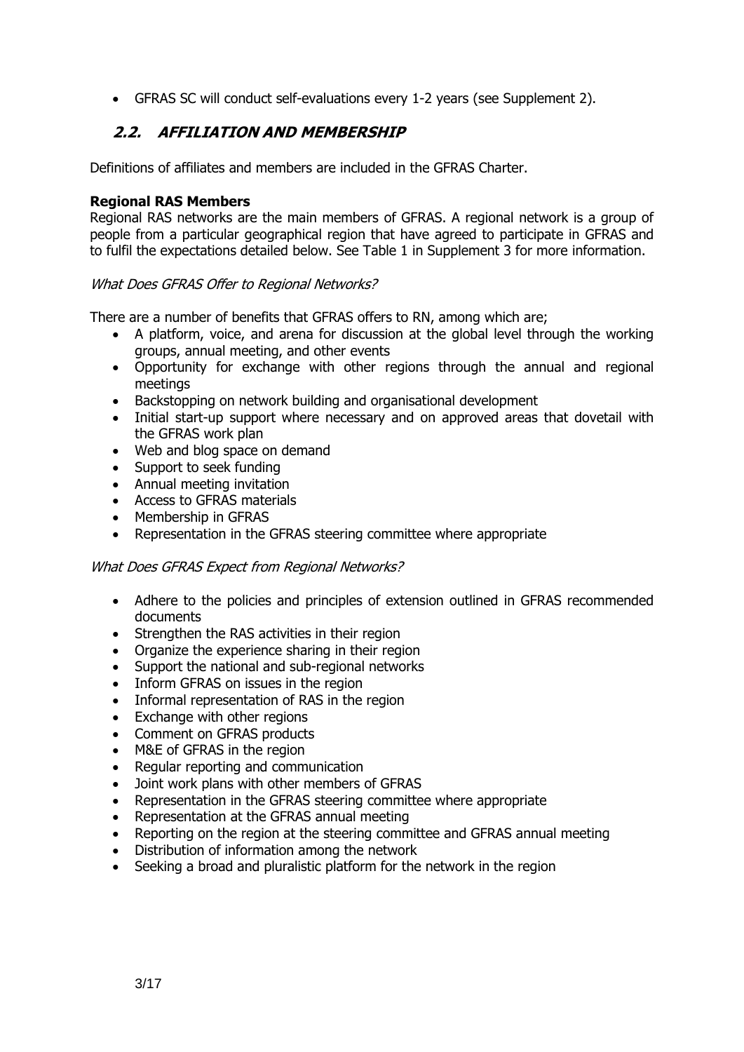- GFRAS SC will conduct self-evaluations every 1-2 years (see Supplement 2).

## 2.2. AFFILIATION AND MEMBERSHIP

Definitions of affiliates and members are included in the GFRAS Charter.

**Regional RAS Members**

Regional RAS networks are the main members of GFRAS. A regional network is a group of people from a particular geographical region that have agreed to participate in GFRAS and to fulfil the expectations detailed below. See Table 1 in Supplement 3 for more information.

*What Does GFRAS Offer to Regional Networks?*

There are a number of benefits that GFRAS offers to RN, among which are;

- A platform, voice, and arena for discussion at the global level through the working groups, annual meeting, and other events
- Opportunity for exchange with other regions through the annual and regional meetings
- Backstopping on network building and organisational development
- Initial start-up support where necessary and on approved areas that dovetail with the GFRAS work plan
- Web and blog space on demand
- Support to seek funding
- Annual meeting invitation
- Access to GFRAS materials
- Membership in GFRAS
- Representation in the GFRAS steering committee where appropriate

*What Does GFRAS Expect from Regional Networks?*

- Adhere to the policies and principles of extension outlined in GFRAS recommended documents
- Strengthen the RAS activities in their region
- Organize the experience sharing in their region
- Support the national and sub-regional networks
- Inform GFRAS on issues in the region
- Informal representation of RAS in the region
- Exchange with other regions
- Comment on GFRAS products
- M&E of GFRAS in the region
- Regular reporting and communication
- Joint work plans with other members of GFRAS
- Representation in the GFRAS steering committee where appropriate
- Representation at the GFRAS annual meeting
- Reporting on the region at the steering committee and GFRAS annual meeting
- Distribution of information among the network
- Seeking a broad and pluralistic platform for the network in the region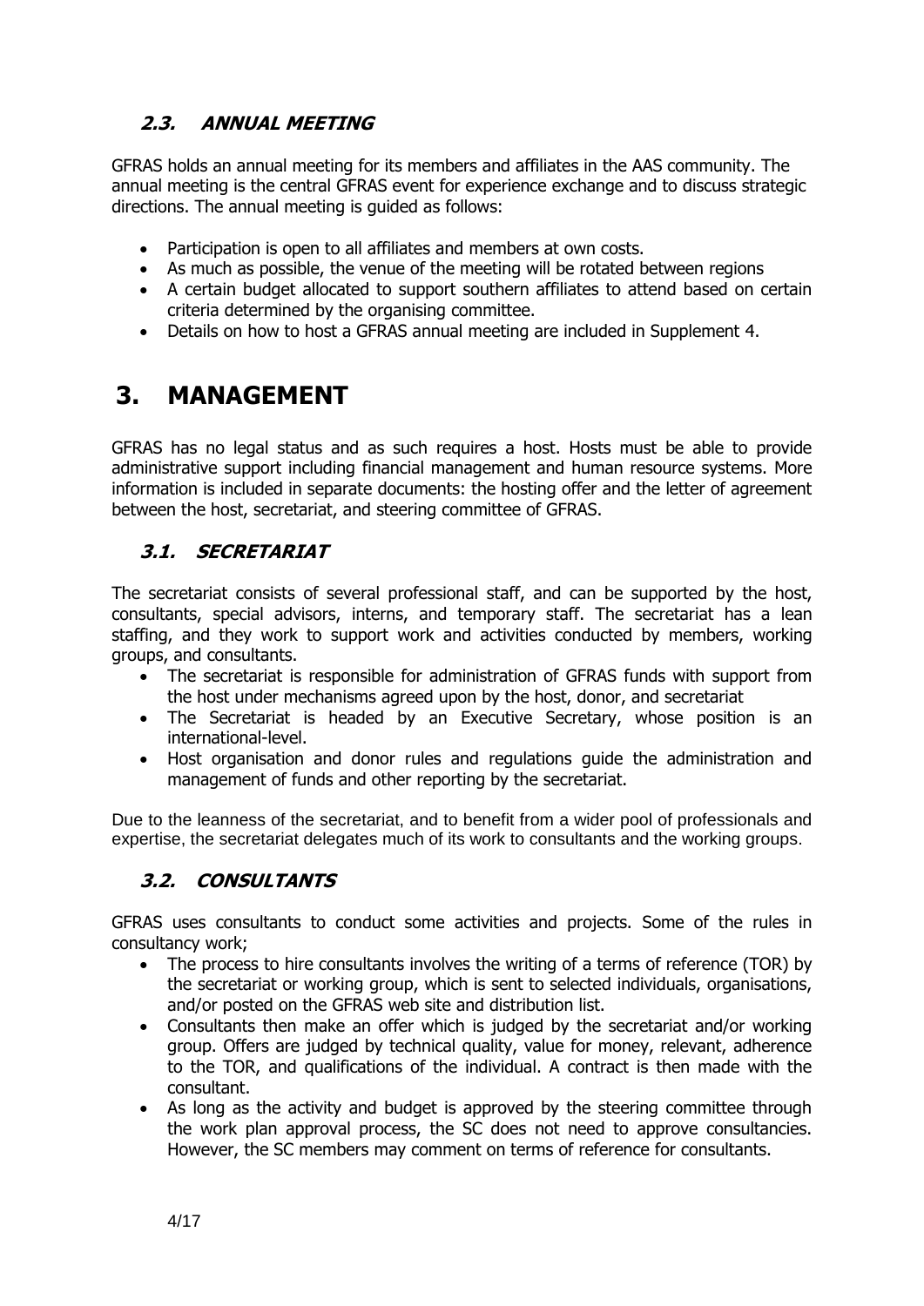### 2.3. ANNUAL MEETING

GFRAS holds an annual meeting for its members and affiliates in the AAS community. The annual meeting is the central GFRAS event for experience exchange and to discuss strategic directions. The annual meeting is guided as follows:

- Participation is open to all affiliates and members at own costs.
- As much as possible, the venue of the meeting will be rotated between regions
- A certain budget allocated to support southern affiliates to attend based on certain criteria determined by the organising committee.
- Details on how to host a GFRAS annual meeting are included in Supplement 4.

# 3. MANAGEMENT

GFRAS has no legal status and as such requires a host. Hosts must be able to provide administrative support including financial management and human resource systems. More information is included in separate documents: the hosting offer and the letter of agreement between the host, secretariat, and steering committee of GFRAS.

### 3.1. SECRETARIAT

The secretariat consists of several professional staff, and can be supported by the host, consultants, special advisors, interns, and temporary staff. The secretariat has a lean staffing, and they work to support work and activities conducted by members, working groups, and consultants.

- The secretariat is responsible for administration of GFRAS funds with support from the host under mechanisms agreed upon by the host, donor, and secretariat
- The Secretariat is headed by an Executive Secretary, whose position is an international-level.
- Host organisation and donor rules and regulations guide the administration and management of funds and other reporting by the secretariat.

Due to the leanness of the secretariat, and to benefit from a wider pool of professionals and expertise, the secretariat delegates much of its work to consultants and the working groups.

### 3.2. CONSULTANTS

GFRAS uses consultants to conduct some activities and projects. Some of the rules in consultancy work;

- The process to hire consultants involves the writing of a terms of reference (TOR) by the secretariat or working group, which is sent to selected individuals, organisations, and/or posted on the GFRAS web site and distribution list.
- Consultants then make an offer which is judged by the secretariat and/or working group. Offers are judged by technical quality, value for money, relevant, adherence to the TOR, and qualifications of the individual. A contract is then made with the consultant.
- As long as the activity and budget is approved by the steering committee through the work plan approval process, the SC does not need to approve consultancies. However, the SC members may comment on terms of reference for consultants.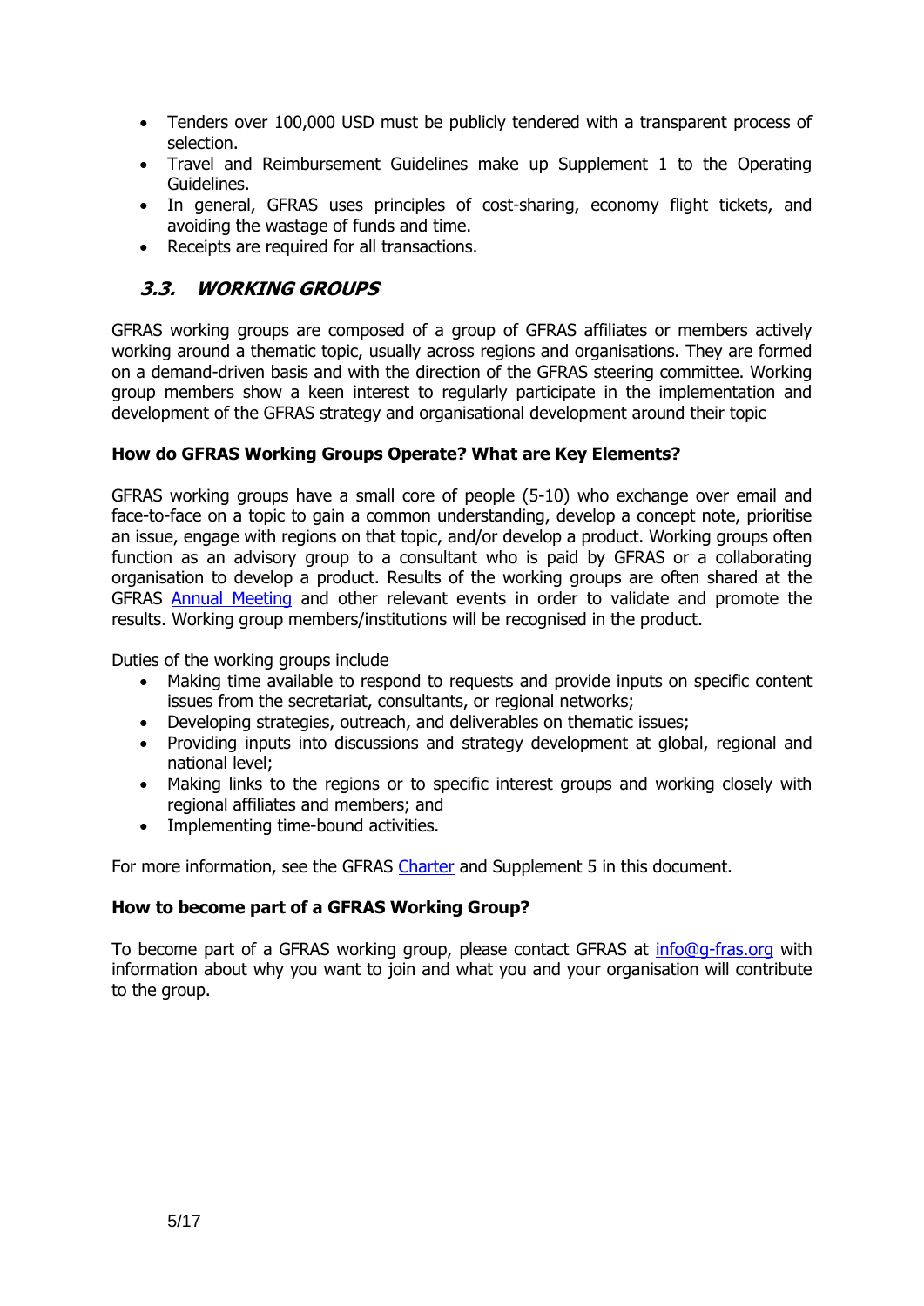- Tenders over 100,000 USD must be publicly tendered with a transparent process of selection.
- Travel and Reimbursement Guidelines make up Supplement 1 to the Operating Guidelines.
- In general, GFRAS uses principles of cost-sharing, economy flight tickets, and avoiding the wastage of funds and time.
- Receipts are required for all transactions.

## 3.3. WORKING GROUPS

GFRAS working groups are composed of a group of GFRAS affiliates or members actively working around a thematic topic, usually across regions and organisations. They are formed on a demand-driven basis and with the direction of the GFRAS steering committee. Working group members show a keen interest to regularly participate in the implementation and development of the GFRAS strategy and organisational development around their topic

**How do GFRAS Working Groups Operate? What are Key Elements?**

GFRAS working groups have a small core of people (5-10) who exchange over email and face-to-face on a topic to gain a common understanding, develop a concept note, prioritise an issue, engage with regions on that topic, and/or develop a product. Working groups often function as an advisory group to a consultant who is paid by GFRAS or a collaborating organisation to develop a product. Results of the working groups are often shared at the GFRAS Annual Meeting and other relevant events in order to validate and promote the results. Working group members/institutions will be recognised in the product.

Duties of the working groups include

- Making time available to respond to requests and provide inputs on specific content issues from the secretariat, consultants, or regional networks;
- Developing strategies, outreach, and deliverables on thematic issues;
- Providing inputs into discussions and strategy development at global, regional and national level;
- Making links to the regions or to specific interest groups and working closely with regional affiliates and members; and
- Implementing time-bound activities.

For more information, see the GFRAS Charter and Supplement 5 in this document.

**How to become part of a GFRAS Working Group?**

To become part of a GFRAS working group, please contact GFRAS at info@g-fras.org with information about why you want to join and what you and your organisation will contribute to the group.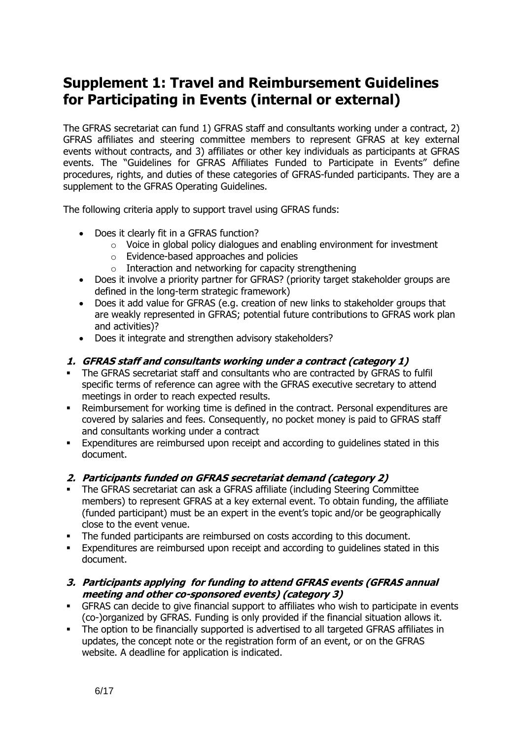# Supplement 1: Travel and Reimbursement Guidelines for Participating in Events (internal or external)

The GFRAS secretariat can fund 1) GFRAS staff and consultants working under a contract, 2) GFRAS affiliates and steering committee members to represent GFRAS at key external events without contracts, and 3) affiliates or other key individuals as participants at GFRAS events. The "Guidelines for GFRAS Affiliates Funded to Participate in Events" define procedures, rights, and duties of these categories of GFRAS-funded participants. They are a supplement to the GFRAS Operating Guidelines.

The following criteria apply to support travel using GFRAS funds:

- Does it clearly fit in a GFRAS function?
  - Voice in global policy dialogues and enabling environment for investment
  - Evidence-based approaches and policies
  - Interaction and networking for capacity strengthening
- Does it involve a priority partner for GFRAS? (priority target stakeholder groups are defined in the long-term strategic framework)
- Does it add value for GFRAS (e.g. creation of new links to stakeholder groups that are weakly represented in GFRAS; potential future contributions to GFRAS work plan and activities)?
- Does it integrate and strengthen advisory stakeholders?

### *1. GFRAS staff and consultants working under a contract (category 1)*

- The GFRAS secretariat staff and consultants who are contracted by GFRAS to fulfil specific terms of reference can agree with the GFRAS executive secretary to attend meetings in order to reach expected results.
- Reimbursement for working time is defined in the contract. Personal expenditures are covered by salaries and fees. Consequently, no pocket money is paid to GFRAS staff and consultants working under a contract
- Expenditures are reimbursed upon receipt and according to guidelines stated in this document.

### *2. Participants funded on GFRAS secretariat demand (category 2)*

- The GFRAS secretariat can ask a GFRAS affiliate (including Steering Committee members) to represent GFRAS at a key external event. To obtain funding, the affiliate (funded participant) must be an expert in the event's topic and/or be geographically close to the event venue.
- The funded participants are reimbursed on costs according to this document.
- Expenditures are reimbursed upon receipt and according to guidelines stated in this document.

### *3. Participants applying for funding to attend GFRAS events (GFRAS annual meeting and other co-sponsored events) (category 3)*

- GFRAS can decide to give financial support to affiliates who wish to participate in events (co-)organized by GFRAS. Funding is only provided if the financial situation allows it.
- The option to be financially supported is advertised to all targeted GFRAS affiliates in updates, the concept note or the registration form of an event, or on the GFRAS website. A deadline for application is indicated.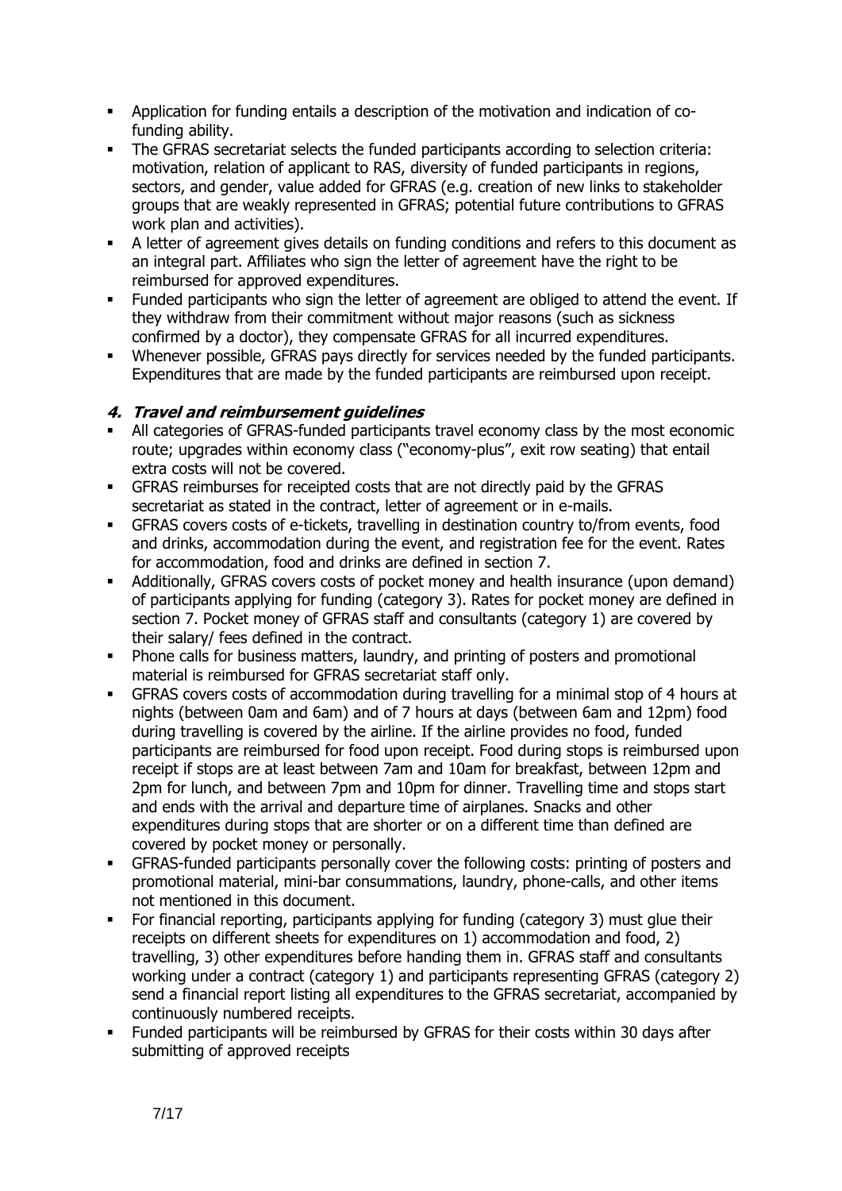- Application for funding entails a description of the motivation and indication of co-funding ability.
- The GFRAS secretariat selects the funded participants according to selection criteria: motivation, relation of applicant to RAS, diversity of funded participants in regions, sectors, and gender, value added for GFRAS (e.g. creation of new links to stakeholder groups that are weakly represented in GFRAS; potential future contributions to GFRAS work plan and activities).
- A letter of agreement gives details on funding conditions and refers to this document as an integral part. Affiliates who sign the letter of agreement have the right to be reimbursed for approved expenditures.
- Funded participants who sign the letter of agreement are obliged to attend the event. If they withdraw from their commitment without major reasons (such as sickness confirmed by a doctor), they compensate GFRAS for all incurred expenditures.
- Whenever possible, GFRAS pays directly for services needed by the funded participants. Expenditures that are made by the funded participants are reimbursed upon receipt.

### ***4. Travel and reimbursement guidelines***

- All categories of GFRAS-funded participants travel economy class by the most economic route; upgrades within economy class ("economy-plus", exit row seating) that entail extra costs will not be covered.
- GFRAS reimburses for receipted costs that are not directly paid by the GFRAS secretariat as stated in the contract, letter of agreement or in e-mails.
- GFRAS covers costs of e-tickets, travelling in destination country to/from events, food and drinks, accommodation during the event, and registration fee for the event. Rates for accommodation, food and drinks are defined in section 7.
- Additionally, GFRAS covers costs of pocket money and health insurance (upon demand) of participants applying for funding (category 3). Rates for pocket money are defined in section 7. Pocket money of GFRAS staff and consultants (category 1) are covered by their salary/ fees defined in the contract.
- Phone calls for business matters, laundry, and printing of posters and promotional material is reimbursed for GFRAS secretariat staff only.
- GFRAS covers costs of accommodation during travelling for a minimal stop of 4 hours at nights (between 0am and 6am) and of 7 hours at days (between 6am and 12pm) food during travelling is covered by the airline. If the airline provides no food, funded participants are reimbursed for food upon receipt. Food during stops is reimbursed upon receipt if stops are at least between 7am and 10am for breakfast, between 12pm and 2pm for lunch, and between 7pm and 10pm for dinner. Travelling time and stops start and ends with the arrival and departure time of airplanes. Snacks and other expenditures during stops that are shorter or on a different time than defined are covered by pocket money or personally.
- GFRAS-funded participants personally cover the following costs: printing of posters and promotional material, mini-bar consummations, laundry, phone-calls, and other items not mentioned in this document.
- For financial reporting, participants applying for funding (category 3) must glue their receipts on different sheets for expenditures on 1) accommodation and food, 2) travelling, 3) other expenditures before handing them in. GFRAS staff and consultants working under a contract (category 1) and participants representing GFRAS (category 2) send a financial report listing all expenditures to the GFRAS secretariat, accompanied by continuously numbered receipts.
- Funded participants will be reimbursed by GFRAS for their costs within 30 days after submitting of approved receipts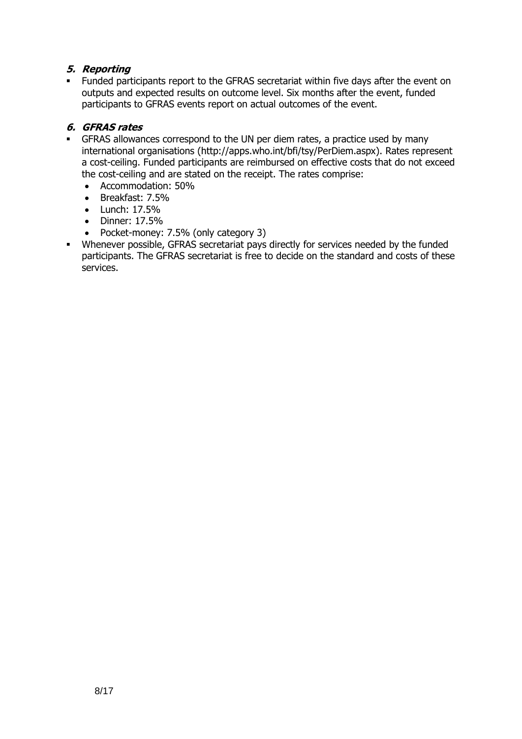### *5. Reporting*

- Funded participants report to the GFRAS secretariat within five days after the event on outputs and expected results on outcome level. Six months after the event, funded participants to GFRAS events report on actual outcomes of the event.

### *6. GFRAS rates*

- GFRAS allowances correspond to the UN per diem rates, a practice used by many international organisations (http://apps.who.int/bfi/tsy/PerDiem.aspx). Rates represent a cost-ceiling. Funded participants are reimbursed on effective costs that do not exceed the cost-ceiling and are stated on the receipt. The rates comprise:
  - Accommodation: 50%
  - Breakfast: 7.5%
  - Lunch: 17.5%
  - Dinner: 17.5%
  - Pocket-money: 7.5% (only category 3)
- Whenever possible, GFRAS secretariat pays directly for services needed by the funded participants. The GFRAS secretariat is free to decide on the standard and costs of these services.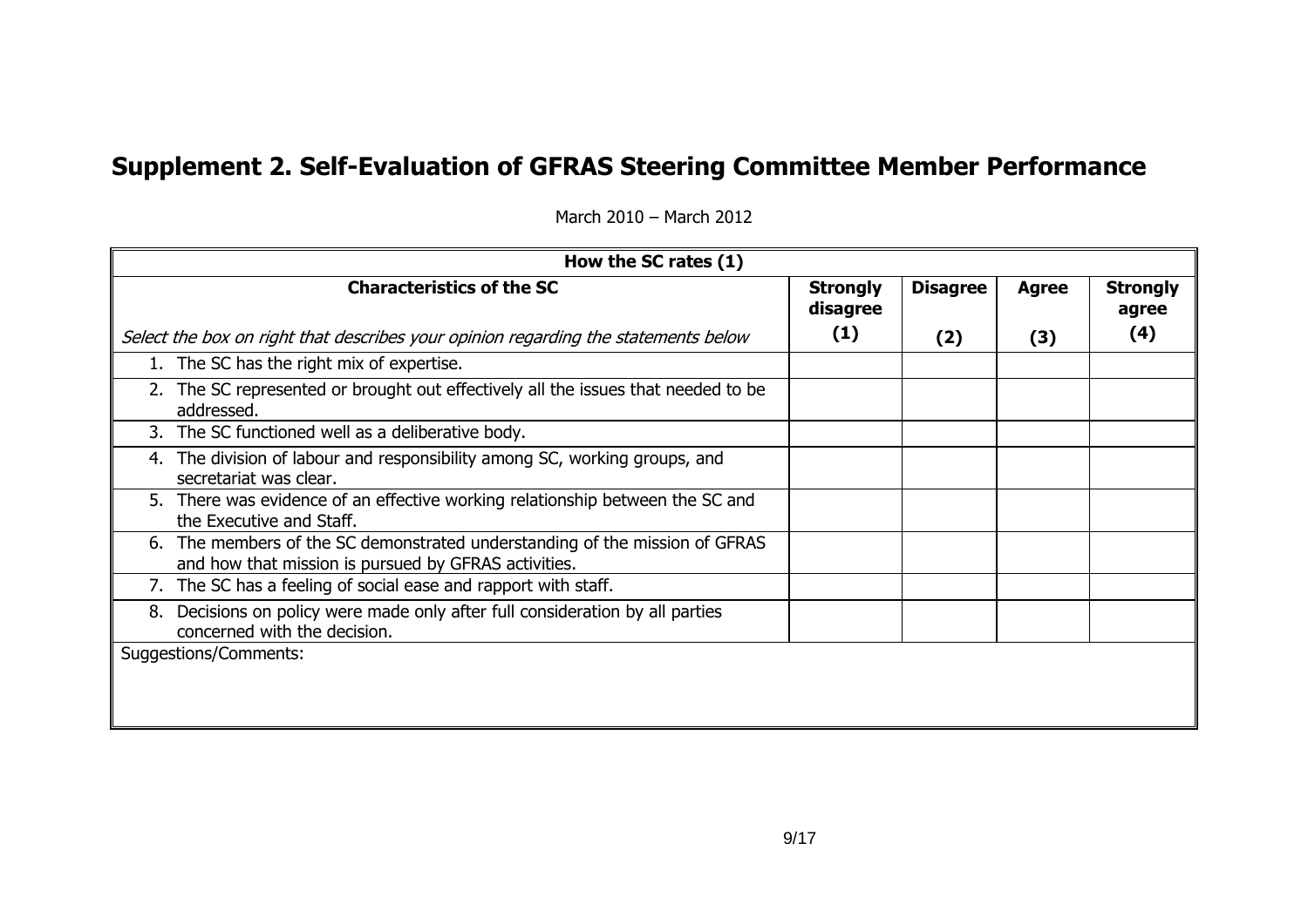# Supplement 2. Self-Evaluation of GFRAS Steering Committee Member Performance

March 2010 – March 2012

| How the SC rates (1) | | | | |
|---|---|---|---|---|
| **Characteristics of the SC**<br><br>*Select the box on right that describes your opinion regarding the statements below* | **Strongly disagree (1)** | **Disagree (2)** | **Agree (3)** | **Strongly agree (4)** |
| 1. The SC has the right mix of expertise. | | | | |
| 2. The SC represented or brought out effectively all the issues that needed to be addressed. | | | | |
| 3. The SC functioned well as a deliberative body. | | | | |
| 4. The division of labour and responsibility among SC, working groups, and secretariat was clear. | | | | |
| 5. There was evidence of an effective working relationship between the SC and the Executive and Staff. | | | | |
| 6. The members of the SC demonstrated understanding of the mission of GFRAS and how that mission is pursued by GFRAS activities. | | | | |
| 7. The SC has a feeling of social ease and rapport with staff. | | | | |
| 8. Decisions on policy were made only after full consideration by all parties concerned with the decision. | | | | |
| Suggestions/Comments: | | | | |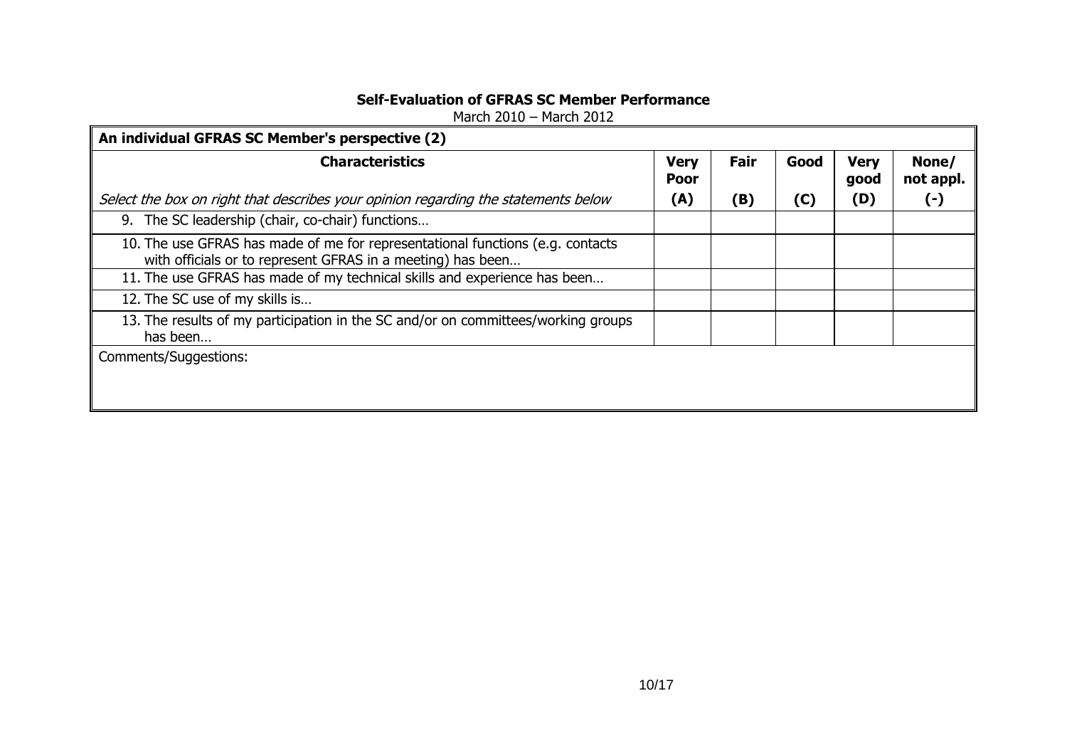**Self-Evaluation of GFRAS SC Member Performance**

March 2010 – March 2012

| An individual GFRAS SC Member's perspective (2) | | | | | |
|---|---|---|---|---|---|
| **Characteristics** | **Very Poor** | **Fair** | **Good** | **Very good** | **None/ not appl.** |
| *Select the box on right that describes your opinion regarding the statements below* | **(A)** | **(B)** | **(C)** | **(D)** | **(-)** |
| 9. The SC leadership (chair, co-chair) functions… | | | | | |
| 10. The use GFRAS has made of me for representational functions (e.g. contacts with officials or to represent GFRAS in a meeting) has been… | | | | | |
| 11. The use GFRAS has made of my technical skills and experience has been… | | | | | |
| 12. The SC use of my skills is… | | | | | |
| 13. The results of my participation in the SC and/or on committees/working groups has been… | | | | | |
| Comments/Suggestions: | | | | | |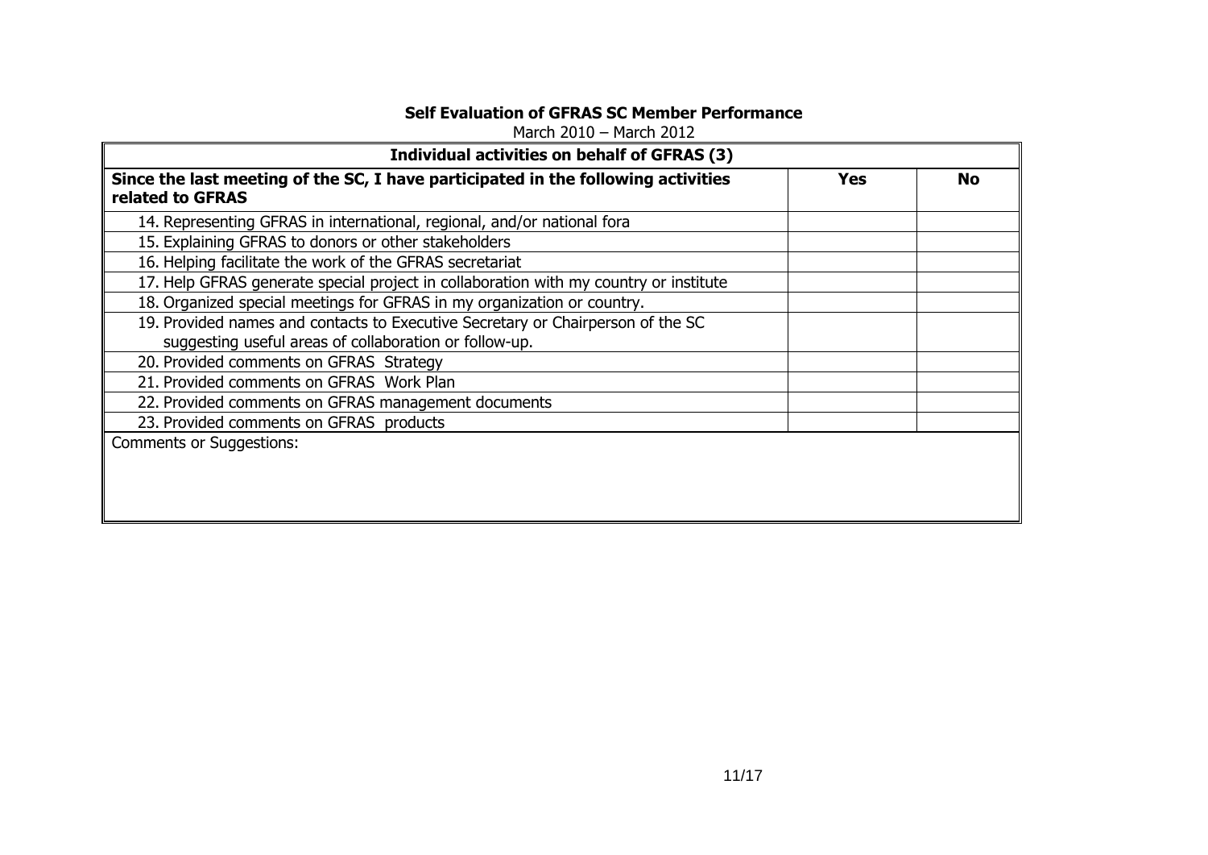**Self Evaluation of GFRAS SC Member Performance**

March 2010 – March 2012

| Individual activities on behalf of GFRAS (3) | | |
|---|---|---|
| **Since the last meeting of the SC, I have participated in the following activities related to GFRAS** | **Yes** | **No** |
| 14. Representing GFRAS in international, regional, and/or national fora | | |
| 15. Explaining GFRAS to donors or other stakeholders | | |
| 16. Helping facilitate the work of the GFRAS secretariat | | |
| 17. Help GFRAS generate special project in collaboration with my country or institute | | |
| 18. Organized special meetings for GFRAS in my organization or country. | | |
| 19. Provided names and contacts to Executive Secretary or Chairperson of the SC suggesting useful areas of collaboration or follow-up. | | |
| 20. Provided comments on GFRAS Strategy | | |
| 21. Provided comments on GFRAS Work Plan | | |
| 22. Provided comments on GFRAS management documents | | |
| 23. Provided comments on GFRAS products | | |
| Comments or Suggestions: | | |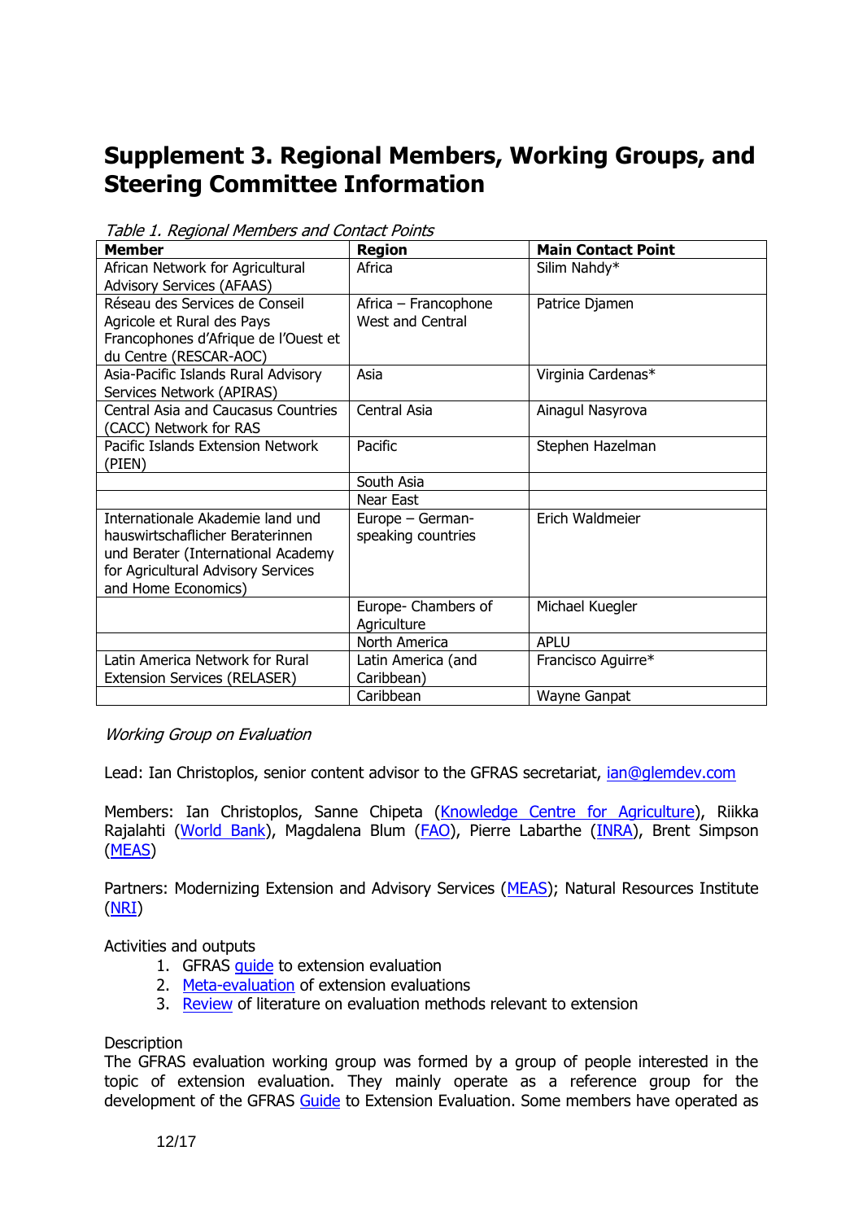# Supplement 3. Regional Members, Working Groups, and Steering Committee Information

*Table 1. Regional Members and Contact Points*

| Member | Region | Main Contact Point |
|---|---|---|
| African Network for Agricultural Advisory Services (AFAAS) | Africa | Silim Nahdy* |
| Réseau des Services de Conseil Agricole et Rural des Pays Francophones d'Afrique de l'Ouest et du Centre (RESCAR-AOC) | Africa – Francophone West and Central | Patrice Djamen |
| Asia-Pacific Islands Rural Advisory Services Network (APIRAS) | Asia | Virginia Cardenas* |
| Central Asia and Caucasus Countries (CACC) Network for RAS | Central Asia | Ainagul Nasyrova |
| Pacific Islands Extension Network (PIEN) | Pacific | Stephen Hazelman |
| | South Asia | |
| | Near East | |
| Internationale Akademie land und hauswirtschaflicher Beraterinnen und Berater (International Academy for Agricultural Advisory Services and Home Economics) | Europe – German-speaking countries | Erich Waldmeier |
| | Europe- Chambers of Agriculture | Michael Kuegler |
| | North America | APLU |
| Latin America Network for Rural Extension Services (RELASER) | Latin America (and Caribbean) | Francisco Aguirre* |
| | Caribbean | Wayne Ganpat |

*Working Group on Evaluation*

Lead: Ian Christoplos, senior content advisor to the GFRAS secretariat, ian@glemdev.com

Members: Ian Christoplos, Sanne Chipeta (Knowledge Centre for Agriculture), Riikka Rajalahti (World Bank), Magdalena Blum (FAO), Pierre Labarthe (INRA), Brent Simpson (MEAS)

Partners: Modernizing Extension and Advisory Services (MEAS); Natural Resources Institute (NRI)

Activities and outputs

1. GFRAS guide to extension evaluation
2. Meta-evaluation of extension evaluations
3. Review of literature on evaluation methods relevant to extension

Description

The GFRAS evaluation working group was formed by a group of people interested in the topic of extension evaluation. They mainly operate as a reference group for the development of the GFRAS Guide to Extension Evaluation. Some members have operated as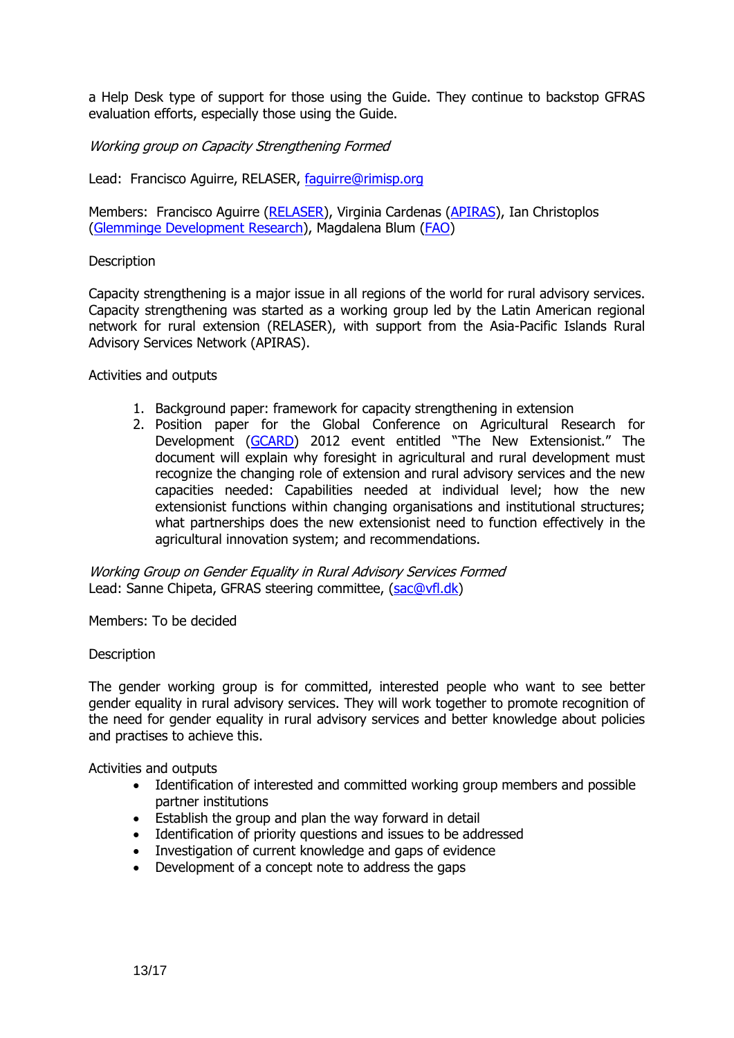a Help Desk type of support for those using the Guide. They continue to backstop GFRAS evaluation efforts, especially those using the Guide.

*Working group on Capacity Strengthening Formed*

Lead: Francisco Aguirre, RELASER, faguirre@rimisp.org

Members: Francisco Aguirre (RELASER), Virginia Cardenas (APIRAS), Ian Christoplos (Glemminge Development Research), Magdalena Blum (FAO)

Description

Capacity strengthening is a major issue in all regions of the world for rural advisory services. Capacity strengthening was started as a working group led by the Latin American regional network for rural extension (RELASER), with support from the Asia-Pacific Islands Rural Advisory Services Network (APIRAS).

Activities and outputs

1. Background paper: framework for capacity strengthening in extension
2. Position paper for the Global Conference on Agricultural Research for Development (GCARD) 2012 event entitled "The New Extensionist." The document will explain why foresight in agricultural and rural development must recognize the changing role of extension and rural advisory services and the new capacities needed: Capabilities needed at individual level; how the new extensionist functions within changing organisations and institutional structures; what partnerships does the new extensionist need to function effectively in the agricultural innovation system; and recommendations.

*Working Group on Gender Equality in Rural Advisory Services Formed*

Lead: Sanne Chipeta, GFRAS steering committee, (sac@vfl.dk)

Members: To be decided

Description

The gender working group is for committed, interested people who want to see better gender equality in rural advisory services. They will work together to promote recognition of the need for gender equality in rural advisory services and better knowledge about policies and practises to achieve this.

Activities and outputs

- Identification of interested and committed working group members and possible partner institutions
- Establish the group and plan the way forward in detail
- Identification of priority questions and issues to be addressed
- Investigation of current knowledge and gaps of evidence
- Development of a concept note to address the gaps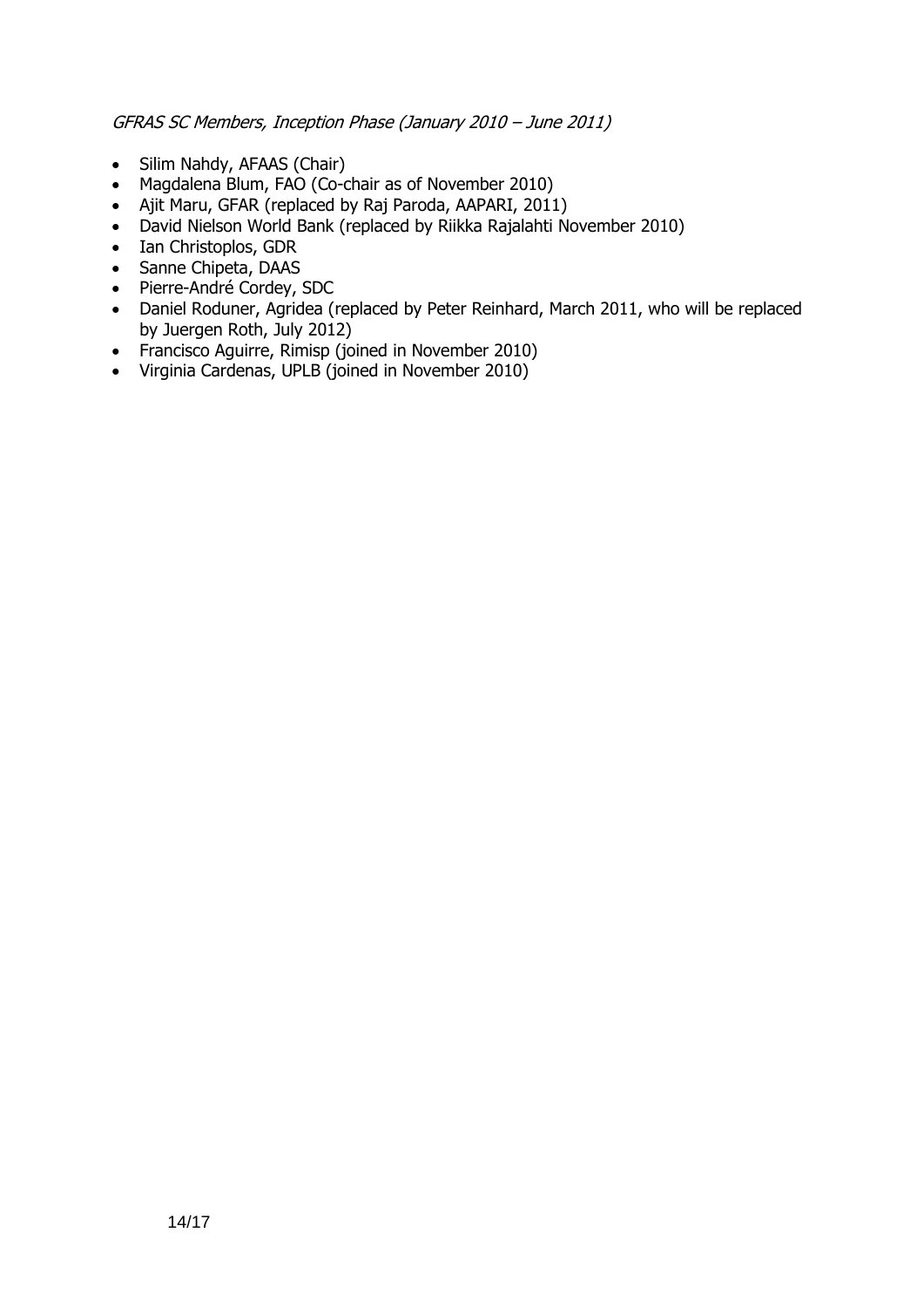*GFRAS SC Members, Inception Phase (January 2010 – June 2011)*

- Silim Nahdy, AFAAS (Chair)
- Magdalena Blum, FAO (Co-chair as of November 2010)
- Ajit Maru, GFAR (replaced by Raj Paroda, AAPARI, 2011)
- David Nielson World Bank (replaced by Riikka Rajalahti November 2010)
- Ian Christoplos, GDR
- Sanne Chipeta, DAAS
- Pierre-André Cordey, SDC
- Daniel Roduner, Agridea (replaced by Peter Reinhard, March 2011, who will be replaced by Juergen Roth, July 2012)
- Francisco Aguirre, Rimisp (joined in November 2010)
- Virginia Cardenas, UPLB (joined in November 2010)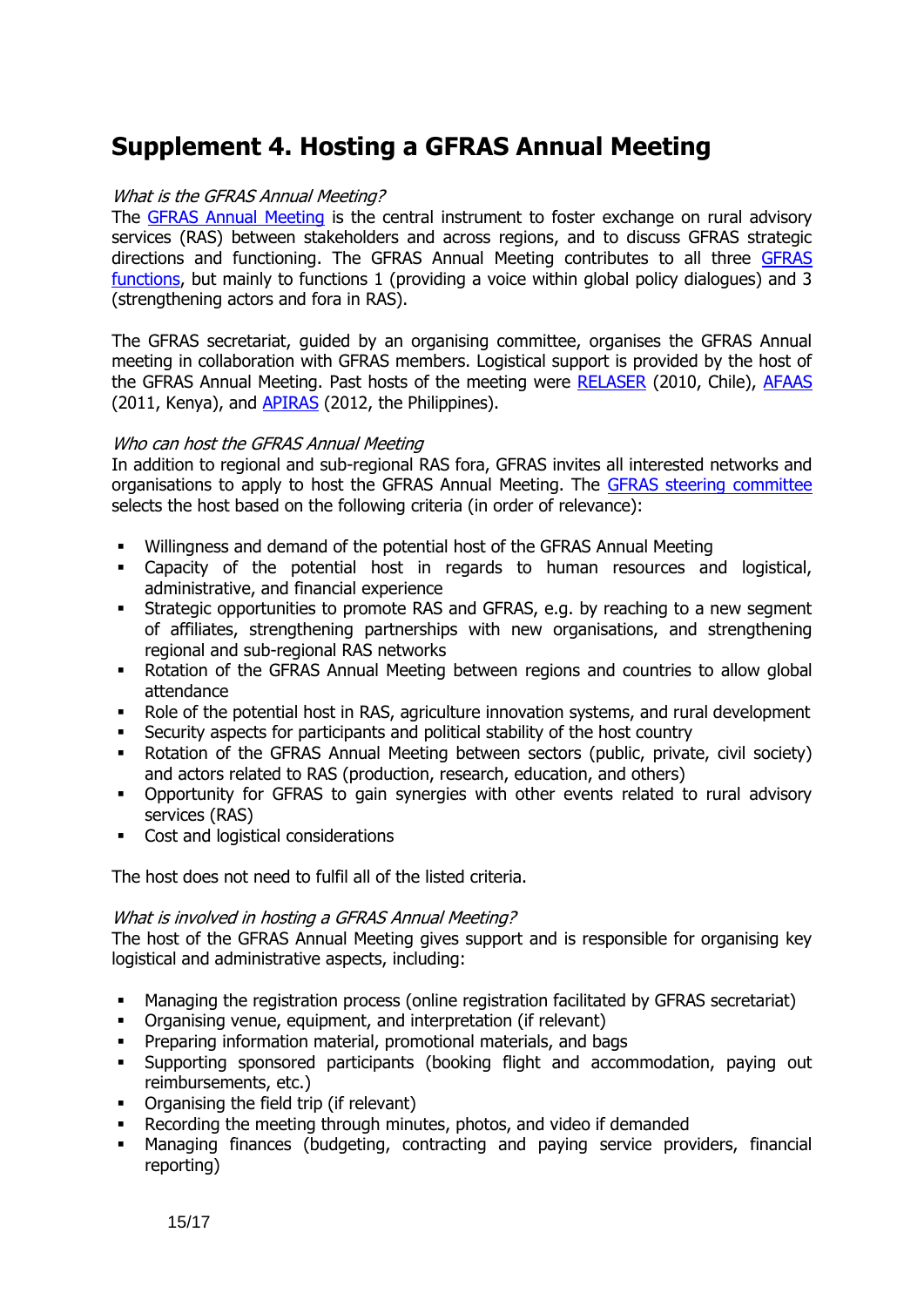# Supplement 4. Hosting a GFRAS Annual Meeting

*What is the GFRAS Annual Meeting?*

The GFRAS Annual Meeting is the central instrument to foster exchange on rural advisory services (RAS) between stakeholders and across regions, and to discuss GFRAS strategic directions and functioning. The GFRAS Annual Meeting contributes to all three GFRAS functions, but mainly to functions 1 (providing a voice within global policy dialogues) and 3 (strengthening actors and fora in RAS).

The GFRAS secretariat, guided by an organising committee, organises the GFRAS Annual meeting in collaboration with GFRAS members. Logistical support is provided by the host of the GFRAS Annual Meeting. Past hosts of the meeting were RELASER (2010, Chile), AFAAS (2011, Kenya), and APIRAS (2012, the Philippines).

*Who can host the GFRAS Annual Meeting*

In addition to regional and sub-regional RAS fora, GFRAS invites all interested networks and organisations to apply to host the GFRAS Annual Meeting. The GFRAS steering committee selects the host based on the following criteria (in order of relevance):

- Willingness and demand of the potential host of the GFRAS Annual Meeting
- Capacity of the potential host in regards to human resources and logistical, administrative, and financial experience
- Strategic opportunities to promote RAS and GFRAS, e.g. by reaching to a new segment of affiliates, strengthening partnerships with new organisations, and strengthening regional and sub-regional RAS networks
- Rotation of the GFRAS Annual Meeting between regions and countries to allow global attendance
- Role of the potential host in RAS, agriculture innovation systems, and rural development
- Security aspects for participants and political stability of the host country
- Rotation of the GFRAS Annual Meeting between sectors (public, private, civil society) and actors related to RAS (production, research, education, and others)
- Opportunity for GFRAS to gain synergies with other events related to rural advisory services (RAS)
- Cost and logistical considerations

The host does not need to fulfil all of the listed criteria.

*What is involved in hosting a GFRAS Annual Meeting?*

The host of the GFRAS Annual Meeting gives support and is responsible for organising key logistical and administrative aspects, including:

- Managing the registration process (online registration facilitated by GFRAS secretariat)
- Organising venue, equipment, and interpretation (if relevant)
- Preparing information material, promotional materials, and bags
- Supporting sponsored participants (booking flight and accommodation, paying out reimbursements, etc.)
- Organising the field trip (if relevant)
- Recording the meeting through minutes, photos, and video if demanded
- Managing finances (budgeting, contracting and paying service providers, financial reporting)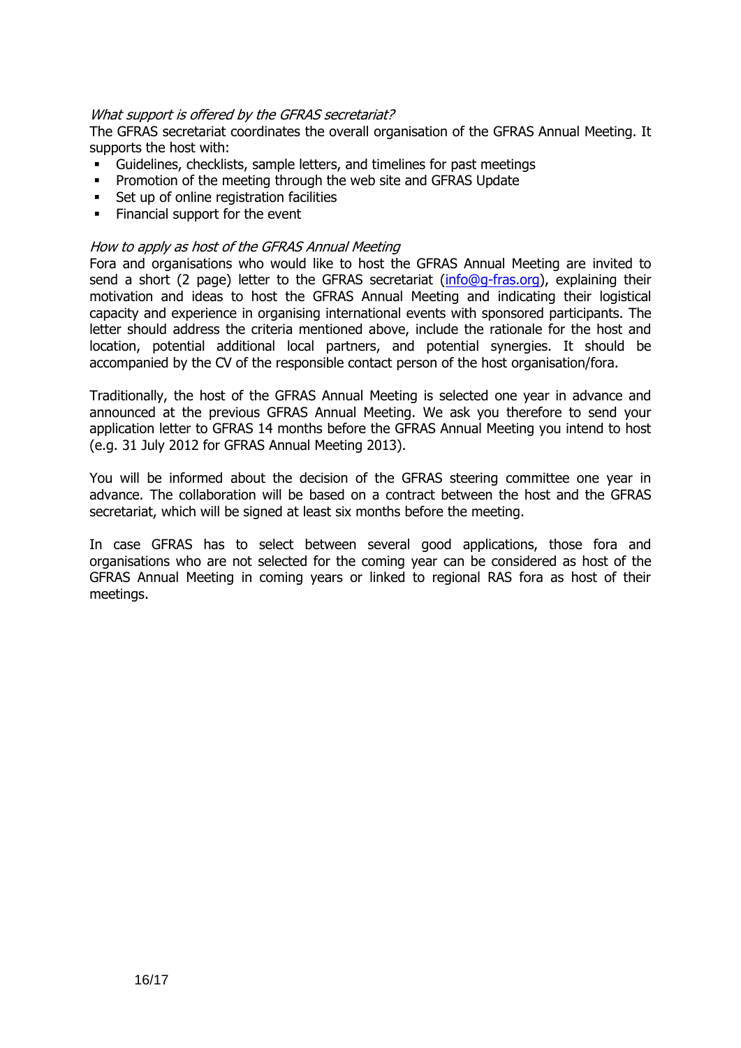*What support is offered by the GFRAS secretariat?*

The GFRAS secretariat coordinates the overall organisation of the GFRAS Annual Meeting. It supports the host with:

- Guidelines, checklists, sample letters, and timelines for past meetings
- Promotion of the meeting through the web site and GFRAS Update
- Set up of online registration facilities
- Financial support for the event

*How to apply as host of the GFRAS Annual Meeting*

Fora and organisations who would like to host the GFRAS Annual Meeting are invited to send a short (2 page) letter to the GFRAS secretariat (info@g-fras.org), explaining their motivation and ideas to host the GFRAS Annual Meeting and indicating their logistical capacity and experience in organising international events with sponsored participants. The letter should address the criteria mentioned above, include the rationale for the host and location, potential additional local partners, and potential synergies. It should be accompanied by the CV of the responsible contact person of the host organisation/fora.

Traditionally, the host of the GFRAS Annual Meeting is selected one year in advance and announced at the previous GFRAS Annual Meeting. We ask you therefore to send your application letter to GFRAS 14 months before the GFRAS Annual Meeting you intend to host (e.g. 31 July 2012 for GFRAS Annual Meeting 2013).

You will be informed about the decision of the GFRAS steering committee one year in advance. The collaboration will be based on a contract between the host and the GFRAS secretariat, which will be signed at least six months before the meeting.

In case GFRAS has to select between several good applications, those fora and organisations who are not selected for the coming year can be considered as host of the GFRAS Annual Meeting in coming years or linked to regional RAS fora as host of their meetings.